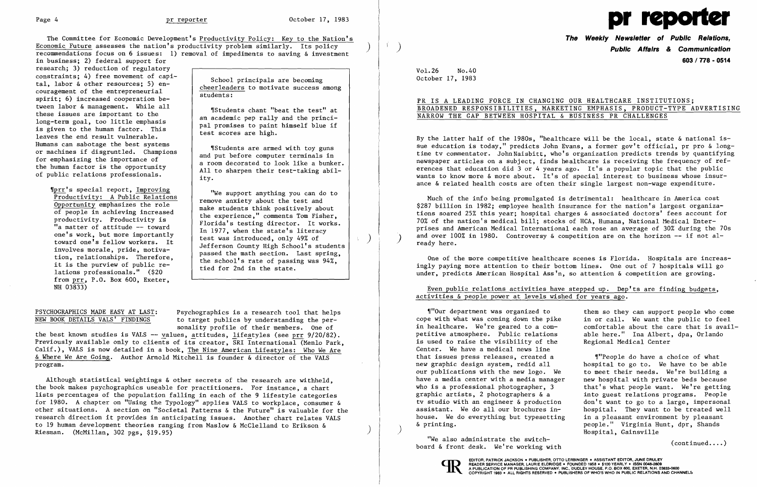The Committee for Economic Development's Productivity Policy: Key to the Nation's Economic Future assesses the nation's productivity problem similarly. Its policy recommendations focus on 6 issues: 1) removal of impediments to saving & investment in business; 2) federal support for research; 3) reduction of regulatory constraints; 4) free movement of capital, labor & other resources; 5) encouragement of the entrepreneurial spirit; 6) increased cooperation between labor & management. While all these issues are important to the long-term goal, too little emphasis is given to the human factor. This leaves the end result vulnerable. Humans can sabotage the best systems or machines if disgruntled. Champions for emphasizing the importance of the human factor is the opportunity of public relations professionals.

¶prr's special report, Improving Productivity: A Public Relations Opportunity emphasizes the role of people in achieving increased productivity. Productivity is "a matter of attitude -- toward one's work, but more importantly toward one's fellow workers. It involves morale, pride, motivation, relationships. Therefore, it is the purview of public relations professionals." ($20 from prr, P.O. Box 600, Exeter, NH 03833)

> School principals are becoming cheerleaders to motivate success among students:
>
> ¶Students chant "beat the test" at an academic pep rally and the principal promises to paint himself blue if test scores are high.
>
> ¶Students are armed with toy guns and put before computer terminals in a room decorated to look like a bunker. All to sharpen their test-taking ability.
>
> "We support anything you can do to remove anxiety about the test and make students think positively about the experience," comments Tom Fisher, Florida's testing director. It works. In 1977, when the state's literacy test was introduced, only 49% of Jefferson County High School's students passed the math section. Last spring, the school's rate of passing was 94%, tied for 2nd in the state.

## PSYCHOGRAPHICS MADE EASY AT LAST: NEW BOOK DETAILS VALS' FINDINGS

Psychographics is a research tool that helps to target publics by understanding the personality profile of their members. One of the best known studies is VALS -- values, attitudes, lifestyles (see prr 9/20/82). Previously available only to clients of its creator, SRI International (Menlo Park, Calif.), VALS is now detailed in a book, The Nine American Lifestyles: Who We Are & Where We Are Going. Author Arnold Mitchell is founder & director of the VALS program.

Although statistical weightings & other secrets of the research are withheld, the book makes psychographics useable for practitioners. For instance, a chart lists percentages of the population falling in each of the 9 lifestyle categories for 1980. A chapter on "Using the Typology" applies VALS to workplace, consumer & other situations. A section on "Societal Patterns & the Future" is valuable for the research direction it provides in anticipating issues. Another chart relates VALS to 19 human development theories ranging from Maslow & McClelland to Erikson & Riesman. (McMillan, 302 pgs, $19.95)

# pr reporter

**The Weekly Newsletter of Public Relations, Public Affairs & Communication**

**603 / 778 - 0514**

Vol.26 No.40
October 17, 1983

## PR IS A LEADING FORCE IN CHANGING OUR HEALTHCARE INSTITUTIONS; BROADENED RESPONSIBILITIES, MARKETING EMPHASIS, PRODUCT-TYPE ADVERTISING NARROW THE GAP BETWEEN HOSPITAL & BUSINESS PR CHALLENGES

By the latter half of the 1980s, "healthcare will be the local, state & national issue education is today," predicts John Evans, a former gov't official, pr pro & long-time tv commentator. John Naisbitt, who's organization predicts trends by quantifying newspaper articles on a subject, finds healthcare is receiving the frequency of references that education did 3 or 4 years ago. It's a popular topic that the public wants to know more & more about. It's of special interest to business whose insurance & related health costs are often their single largest non-wage expenditure.

Much of the info being promulgated is detrimental: healthcare in America cost $287 billion in 1982; employee health insurance for the nation's largest organizations soared 25% this year; hospital charges & associated doctors' fees account for 70% of the nation's medical bill; stocks of HCA, Humana, National Medical Enterprises and American Medical International each rose an average of 30% during the 70s and over 100% in 1980. Controversy & competition are on the horizon -- if not already here.

One of the more competitive healthcare scenes is Florida. Hospitals are increasingly paying more attention to their bottom lines. One out of 7 hospitals will go under, predicts American Hospital Ass'n, so attention & competition are growing.

Even public relations activities have stepped up. Dep'ts are finding budgets, activities & people power at levels wished for years ago.

¶"Our department was organized to cope with what was coming down the pike in healthcare. We're geared to a competitive atmosphere. Public relations is used to raise the visibility of the Center. We have a medical news line that issues press releases, created a new graphic design system, redid all our publications with the new logo. We have a media center with a media manager who is a professional photographer, 3 graphic artists, 2 photographers & a tv studio with an engineer & production assistant. We do all our brochures in-house. We do everything but typesetting & printing.

"We also administrate the switchboard & front desk. We're working with them so they can support people who come in or call. We want the public to feel comfortable about the care that is available here." Ina Albert, dpa, Orlando Regional Medical Center

¶"People do have a choice of what hospital to go to. We have to be able to meet their needs. We're building a new hospital with private beds because that's what people want. We're getting into guest relations programs. People don't want to go to a large, impersonal hospital. They want to be treated well in a pleasant environment by pleasant people." Virginia Hunt, dpr, Shands Hospital, Gainsville

(continued....)

EDITOR, PATRICK JACKSON • PUBLISHER, OTTO LERBINGER • ASSISTANT EDITOR, JUNE DRULEY
READER SERVICE MANAGER, LAURIE ELDRIDGE • FOUNDED 1958 • $100 YEARLY • ISSN 0048-2609
A PUBLICATION OF PR PUBLISHING COMPANY, INC., DUDLEY HOUSE, P.O. BOX 600, EXETER, N.H. 03833-0600
COPYRIGHT 1983 • ALL RIGHTS RESERVED • PUBLISHERS OF WHO'S WHO IN PUBLIC RELATIONS AND CHANNELS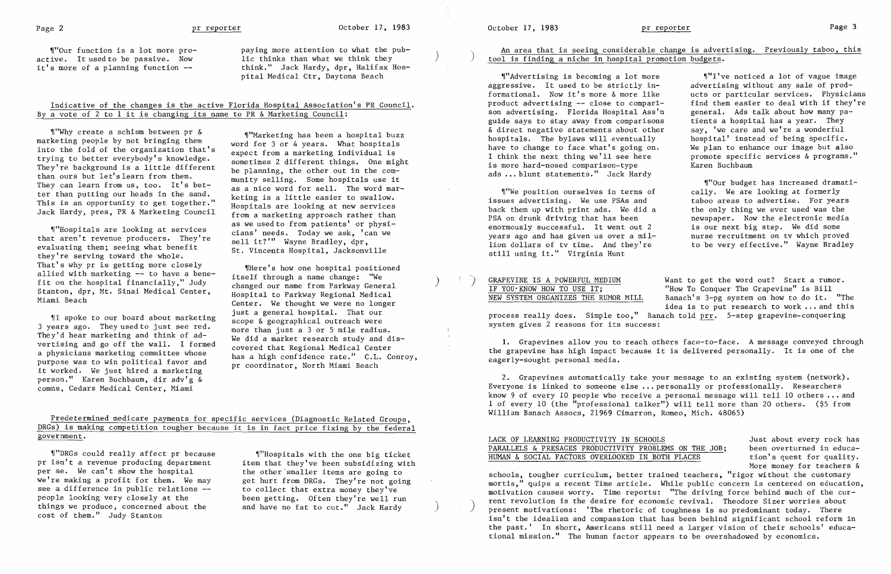¶"Our function is a lot more proactive. It used to be passive. Now it's more of a planning function -- paying more attention to what the public thinks than what we think they think." Jack Hardy, dpr, Halifax Hospital Medical Ctr, Daytona Beach

Indicative of the changes is the active Florida Hospital Association's PR Council. By a vote of 2 to 1 it is changing its name to PR & Marketing Council:

¶"Why create a schism between pr & marketing people by not bringing them into the fold of the organization that's trying to better everybody's knowledge. They're background is a little different than ours but let's learn from them. They can learn from us, too. It's better than putting our heads in the sand. This is an opportunity to get together." Jack Hardy, pres, PR & Marketing Council

¶"Hospitals are looking at services that aren't revenue producers. They're evaluating them; seeing what benefit they're serving toward the whole. That's why pr is getting more closely allied with marketing -- to have a benefit on the hospital financially," Judy Stanton, dpr, Mt. Sinai Medical Center, Miami Beach

¶I spoke to our board about marketing 3 years ago. They used to just see red. They'd hear marketing and think of advertising and go off the wall. I formed a physicians marketing committee whose purpose was to win political favor and it worked. We just hired a marketing person." Karen Buchbaum, dir adv'g & comns, Cedars Medical Center, Miami

¶"Marketing has been a hospital buzz word for 3 or 4 years. What hospitals expect from a marketing individual is sometimes 2 different things. One might be planning, the other out in the community selling. Some hospitals use it as a nice word for sell. The word marketing is a little easier to swallow. Hospitals are looking at new services from a marketing approach rather than as we used to from patients' or physicians' needs. Today we ask, 'can we sell it?'" Wayne Bradley, dpr, St. Vincents Hospital, Jacksonville

¶Here's how one hospital positioned itself through a name change: "We changed our name from Parkway General Hospital to Parkway Regional Medical Center. We thought we were no longer just a general hospital. That our scope & geographical outreach were more than just a 3 or 5 mile radius. We did a market research study and discovered that Regional Medical Center has a high confidence rate." C.L. Conroy, pr coordinator, North Miami Beach

Predetermined medicare payments for specific services (Diagnostic Related Groups, DRGs) is making competition tougher because it is in fact price fixing by the federal government.

¶"DRGs could really affect pr because pr isn't a revenue producing department per se. We can't show the hospital we're making a profit for them. We may see a difference in public relations -- people looking very closely at the things we produce, concerned about the cost of them." Judy Stanton

¶"Hospitals with the one big ticket item that they've been subsidizing with the other smaller items are going to get hurt from DRGs. They're not going to collect that extra money they've been getting. Often they're well run and have no fat to cut." Jack Hardy

An area that is seeing considerable change is advertising. Previously taboo, this tool is finding a niche in hospital promotion budgets.

¶"Advertising is becoming a lot more aggressive. It used to be strictly informational. Now it's more & more like product advertising -- close to comparison advertising. Florida Hospital Ass'n guide says to stay away from comparisons & direct negative statements about other hospitals. The bylaws will eventually have to change to face what's going on. I think the next thing we'll see here is more hard-nosed comparison-type ads ... blunt statements." Jack Hardy

¶"We position ourselves in terms of issues advertising. We use PSAs and back them up with print ads. We did a PSA on drunk driving that has been enormously successful. It went out 2 years ago and has given us over a million dollars of tv time. And they're still using it." Virginia Hunt

¶"I've noticed a lot of vague image advertising without any sale of products or particular services. Physicians find them easier to deal with if they're general. Ads talk about how many patients a hospital has a year. They say, 'we care and we're a wonderful hospital' instead of being specific. We plan to enhance our image but also promote specific services & programs." Karen Buchbaum

¶"Our budget has increased dramatically. We are looking at formerly taboo areas to advertise. For years the only thing we ever used was the newspaper. Now the electronic media is our next big step. We did some nurse recruitment on tv which proved to be very effective." Wayne Bradley

GRAPEVINE IS A POWERFUL MEDIUM IF YOU KNOW HOW TO USE IT; NEW SYSTEM ORGANIZES THE RUMOR MILL

Want to get the word out? Start a rumor. "How To Conquer The Grapevine" is Bill Banach's 3-pg system on how to do it. "The idea is to put research to work ... and this process really does. Simple too," Banach told prr. 5-step grapevine-conquering system gives 2 reasons for its success:

1. Grapevines allow you to reach others face-to-face. A message conveyed through the grapevine has high impact because it is delivered personally. It is one of the eagerly-sought personal media.

2. Grapevines automatically take your message to an existing system (network). Everyone is linked to someone else ... personally or professionally. Researchers know 9 of every 10 people who receive a personal message will tell 10 others ... and 1 of every 10 (the "professional talker") will tell more than 20 others. ($5 from William Banach Assocs, 21969 Cimarron, Romeo, Mich. 48065)

LACK OF LEARNING PRODUCTIVITY IN SCHOOLS PARALLELS & PRESAGES PRODUCTIVITY PROBLEMS ON THE JOB; HUMAN & SOCIAL FACTORS OVERLOOKED IN BOTH PLACES

Just about every rock has been overturned in education's quest for quality. More money for teachers & schools, tougher curriculum, better trained teachers, "rigor without the customary mortis," quips a recent Time article. While public concern is centered on education, motivation causes worry. Time reports: "The driving force behind much of the current revolution is the desire for economic revival. Theodore Sizer worries about present motivations: 'The rhetoric of toughness is so predominant today. There isn't the idealism and compassion that has been behind significant school reform in the past.' In short, Americans still need a larger vision of their schools' educational mission." The human factor appears to be overshadowed by economics.